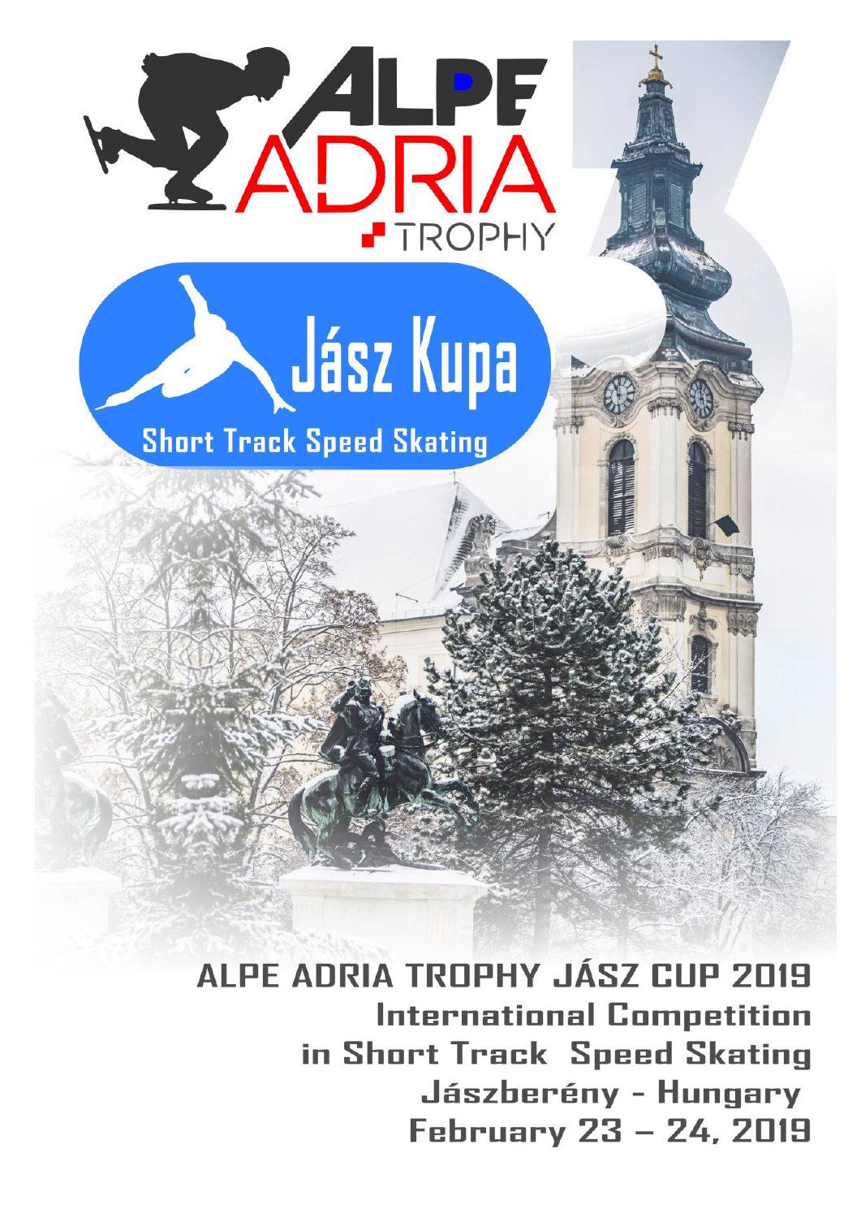ALPE ADRIA TROPHY

Jász Kupa

Short Track Speed Skating

# ALPE ADRIA TROPHY JÁSZ CUP 2019

## International Competition in Short Track Speed Skating

## Jászberény - Hungary

## February 23 – 24, 2019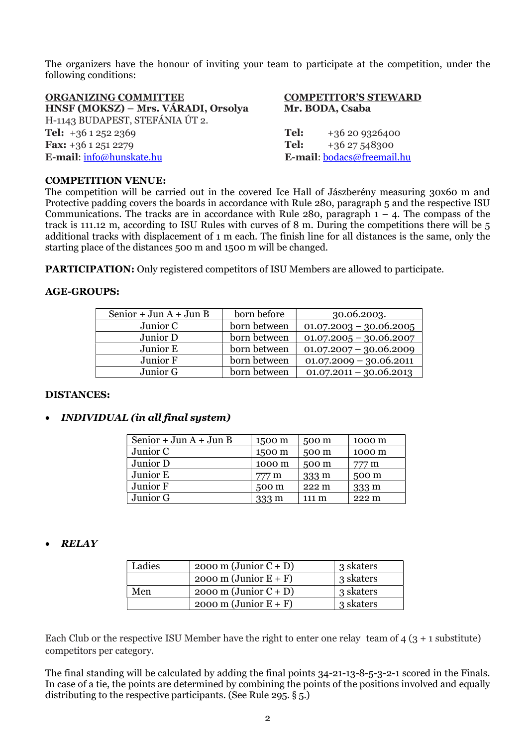The organizers have the honour of inviting your team to participate at the competition, under the following conditions:

**ORGANIZING COMMITTEE**
**HNSF (MOKSZ) – Mrs. VÁRADI, Orsolya**
H-1143 BUDAPEST, STEFÁNIA ÚT 2.
**Tel:** +36 1 252 2369
**Fax:** +36 1 251 2279
**E-mail**: info@hunskate.hu

**COMPETITOR'S STEWARD**
**Mr. BODA, Csaba**
**Tel:** +36 20 9326400
**Tel:** +36 27 548300
**E-mail**: bodacs@freemail.hu

**COMPETITION VENUE:**
The competition will be carried out in the covered Ice Hall of Jászberény measuring 30x60 m and Protective padding covers the boards in accordance with Rule 280, paragraph 5 and the respective ISU Communications. The tracks are in accordance with Rule 280, paragraph 1 – 4. The compass of the track is 111.12 m, according to ISU Rules with curves of 8 m. During the competitions there will be 5 additional tracks with displacement of 1 m each. The finish line for all distances is the same, only the starting place of the distances 500 m and 1500 m will be changed.

**PARTICIPATION:** Only registered competitors of ISU Members are allowed to participate.

**AGE-GROUPS:**

| Senior + Jun A + Jun B | born before | 30.06.2003. |
|---|---|---|
| Junior C | born between | 01.07.2003 – 30.06.2005 |
| Junior D | born between | 01.07.2005 – 30.06.2007 |
| Junior E | born between | 01.07.2007 – 30.06.2009 |
| Junior F | born between | 01.07.2009 – 30.06.2011 |
| Junior G | born between | 01.07.2011 – 30.06.2013 |

**DISTANCES:**

- ***INDIVIDUAL (in all final system)***

| Senior + Jun A + Jun B | 1500 m | 500 m | 1000 m |
|---|---|---|---|
| Junior C | 1500 m | 500 m | 1000 m |
| Junior D | 1000 m | 500 m | 777 m |
| Junior E | 777 m | 333 m | 500 m |
| Junior F | 500 m | 222 m | 333 m |
| Junior G | 333 m | 111 m | 222 m |

- ***RELAY***

| Ladies | 2000 m (Junior C + D) | 3 skaters |
|---|---|---|
| | 2000 m (Junior E + F) | 3 skaters |
| Men | 2000 m (Junior C + D) | 3 skaters |
| | 2000 m (Junior E + F) | 3 skaters |

Each Club or the respective ISU Member have the right to enter one relay team of 4 (3 + 1 substitute) competitors per category.

The final standing will be calculated by adding the final points 34-21-13-8-5-3-2-1 scored in the Finals. In case of a tie, the points are determined by combining the points of the positions involved and equally distributing to the respective participants. (See Rule 295. § 5.)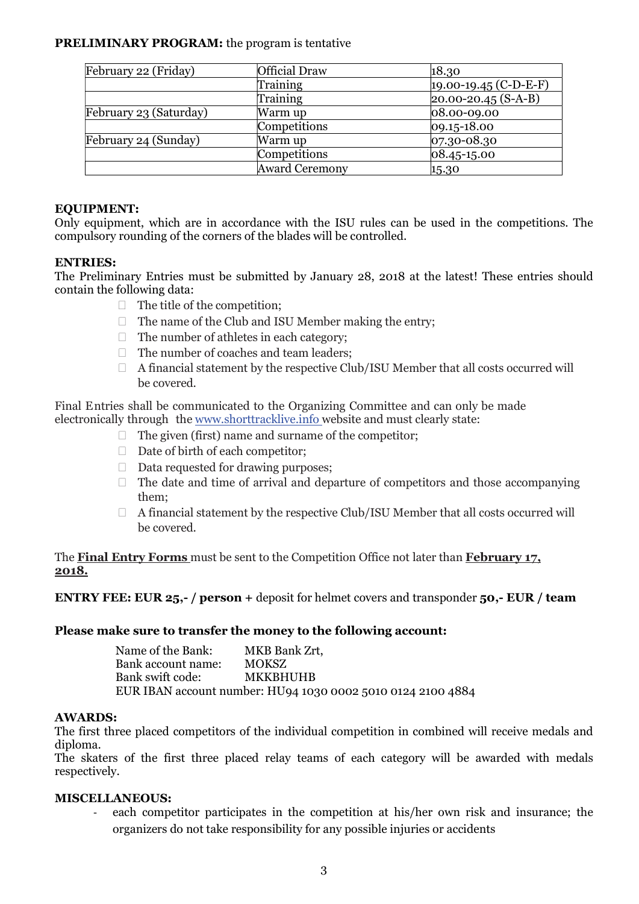**PRELIMINARY PROGRAM:** the program is tentative

| | | |
|---|---|---|
| February 22 (Friday) | Official Draw | 18.30 |
| | Training | 19.00-19.45 (C-D-E-F) |
| | Training | 20.00-20.45 (S-A-B) |
| February 23 (Saturday) | Warm up | 08.00-09.00 |
| | Competitions | 09.15-18.00 |
| February 24 (Sunday) | Warm up | 07.30-08.30 |
| | Competitions | 08.45-15.00 |
| | Award Ceremony | 15.30 |

**EQUIPMENT:**

Only equipment, which are in accordance with the ISU rules can be used in the competitions. The compulsory rounding of the corners of the blades will be controlled.

**ENTRIES:**

The Preliminary Entries must be submitted by January 28, 2018 at the latest! These entries should contain the following data:

- The title of the competition;
- The name of the Club and ISU Member making the entry;
- The number of athletes in each category;
- The number of coaches and team leaders;
- A financial statement by the respective Club/ISU Member that all costs occurred will be covered.

Final Entries shall be communicated to the Organizing Committee and can only be made electronically through the www.shorttracklive.info website and must clearly state:

- The given (first) name and surname of the competitor;
- Date of birth of each competitor;
- Data requested for drawing purposes;
- The date and time of arrival and departure of competitors and those accompanying them;
- A financial statement by the respective Club/ISU Member that all costs occurred will be covered.

The **Final Entry Forms** must be sent to the Competition Office not later than **February 17, 2018.**

**ENTRY FEE: EUR 25,- / person +** deposit for helmet covers and transponder **50,- EUR / team**

**Please make sure to transfer the money to the following account:**

Name of the Bank: MKB Bank Zrt,
Bank account name: MOKSZ
Bank swift code: MKKBHUHB
EUR IBAN account number: HU94 1030 0002 5010 0124 2100 4884

**AWARDS:**

The first three placed competitors of the individual competition in combined will receive medals and diploma.

The skaters of the first three placed relay teams of each category will be awarded with medals respectively.

**MISCELLANEOUS:**

- each competitor participates in the competition at his/her own risk and insurance; the organizers do not take responsibility for any possible injuries or accidents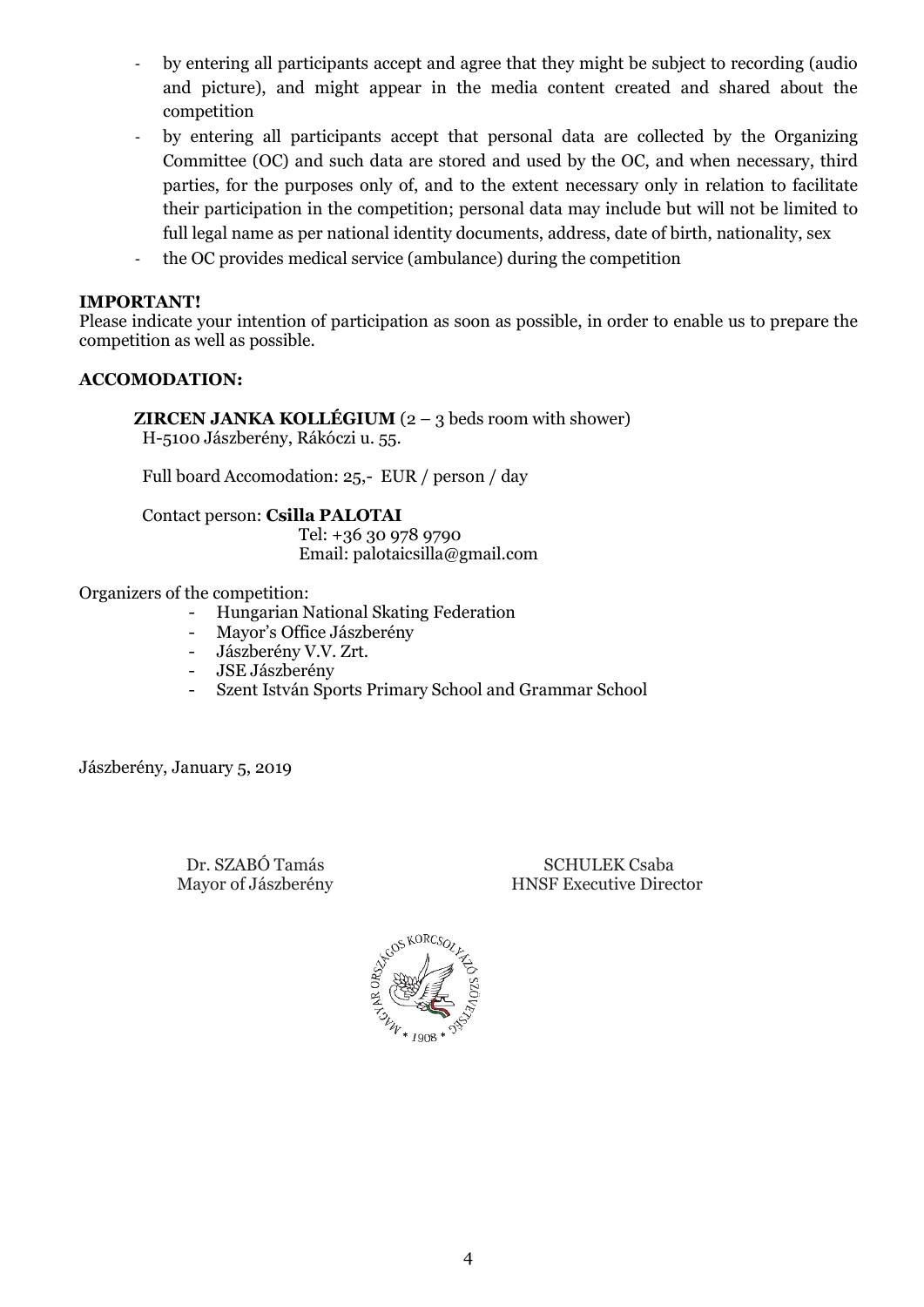- by entering all participants accept and agree that they might be subject to recording (audio and picture), and might appear in the media content created and shared about the competition
- by entering all participants accept that personal data are collected by the Organizing Committee (OC) and such data are stored and used by the OC, and when necessary, third parties, for the purposes only of, and to the extent necessary only in relation to facilitate their participation in the competition; personal data may include but will not be limited to full legal name as per national identity documents, address, date of birth, nationality, sex
- the OC provides medical service (ambulance) during the competition

**IMPORTANT!**
Please indicate your intention of participation as soon as possible, in order to enable us to prepare the competition as well as possible.

**ACCOMODATION:**

**ZIRCEN JANKA KOLLÉGIUM** (2 – 3 beds room with shower)
H-5100 Jászberény, Rákóczi u. 55.

Full board Accomodation: 25,- EUR / person / day

Contact person: **Csilla PALOTAI**
Tel: +36 30 978 9790
Email: palotaicsilla@gmail.com

Organizers of the competition:

- Hungarian National Skating Federation
- Mayor's Office Jászberény
- Jászberény V.V. Zrt.
- JSE Jászberény
- Szent István Sports Primary School and Grammar School

Jászberény, January 5, 2019

Dr. SZABÓ Tamás
Mayor of Jászberény

SCHULEK Csaba
HNSF Executive Director

MAGYAR ORSZÁGOS KORCSOLYÁZÓ SZÖVETSÉG * 1908 *